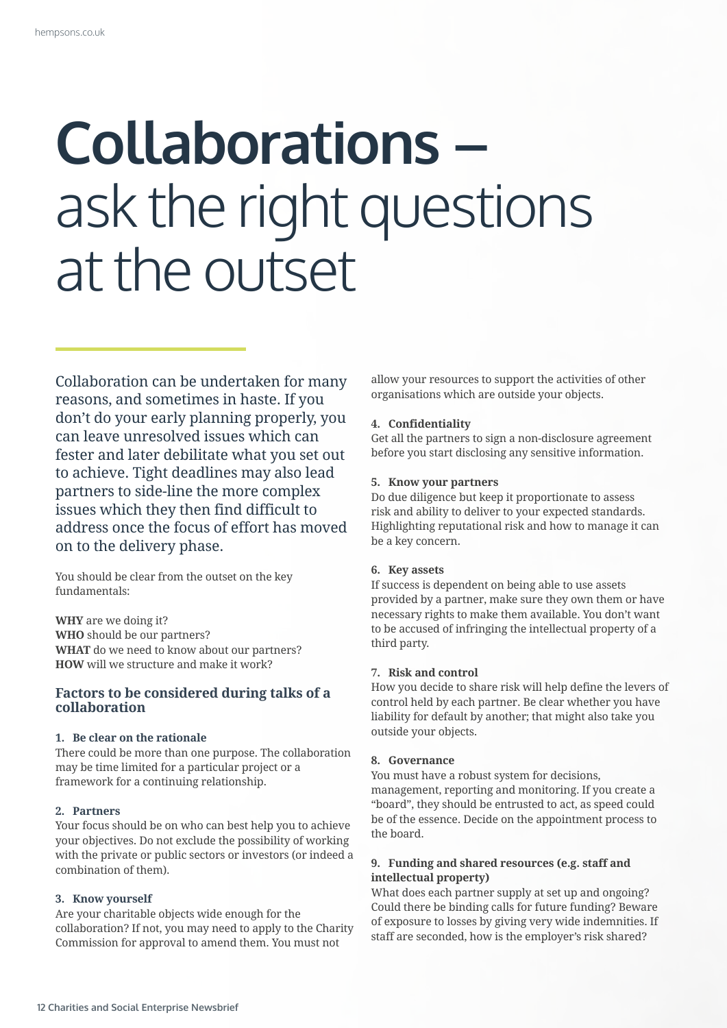# Collaborations – ask the right questions at the outset

Collaboration can be undertaken for many reasons, and sometimes in haste. If you don't do your early planning properly, you can leave unresolved issues which can fester and later debilitate what you set out to achieve. Tight deadlines may also lead partners to side-line the more complex issues which they then find difficult to address once the focus of effort has moved on to the delivery phase.

You should be clear from the outset on the key fundamentals:

**WHY** are we doing it?
**WHO** should be our partners?
**WHAT** do we need to know about our partners?
**HOW** will we structure and make it work?

## Factors to be considered during talks of a collaboration

### 1. Be clear on the rationale

There could be more than one purpose. The collaboration may be time limited for a particular project or a framework for a continuing relationship.

### 2. Partners

Your focus should be on who can best help you to achieve your objectives. Do not exclude the possibility of working with the private or public sectors or investors (or indeed a combination of them).

### 3. Know yourself

Are your charitable objects wide enough for the collaboration? If not, you may need to apply to the Charity Commission for approval to amend them. You must not allow your resources to support the activities of other organisations which are outside your objects.

### 4. Confidentiality

Get all the partners to sign a non-disclosure agreement before you start disclosing any sensitive information.

### 5. Know your partners

Do due diligence but keep it proportionate to assess risk and ability to deliver to your expected standards. Highlighting reputational risk and how to manage it can be a key concern.

### 6. Key assets

If success is dependent on being able to use assets provided by a partner, make sure they own them or have necessary rights to make them available. You don't want to be accused of infringing the intellectual property of a third party.

### 7. Risk and control

How you decide to share risk will help define the levers of control held by each partner. Be clear whether you have liability for default by another; that might also take you outside your objects.

### 8. Governance

You must have a robust system for decisions, management, reporting and monitoring. If you create a "board", they should be entrusted to act, as speed could be of the essence. Decide on the appointment process to the board.

### 9. Funding and shared resources (e.g. staff and intellectual property)

What does each partner supply at set up and ongoing? Could there be binding calls for future funding? Beware of exposure to losses by giving very wide indemnities. If staff are seconded, how is the employer's risk shared?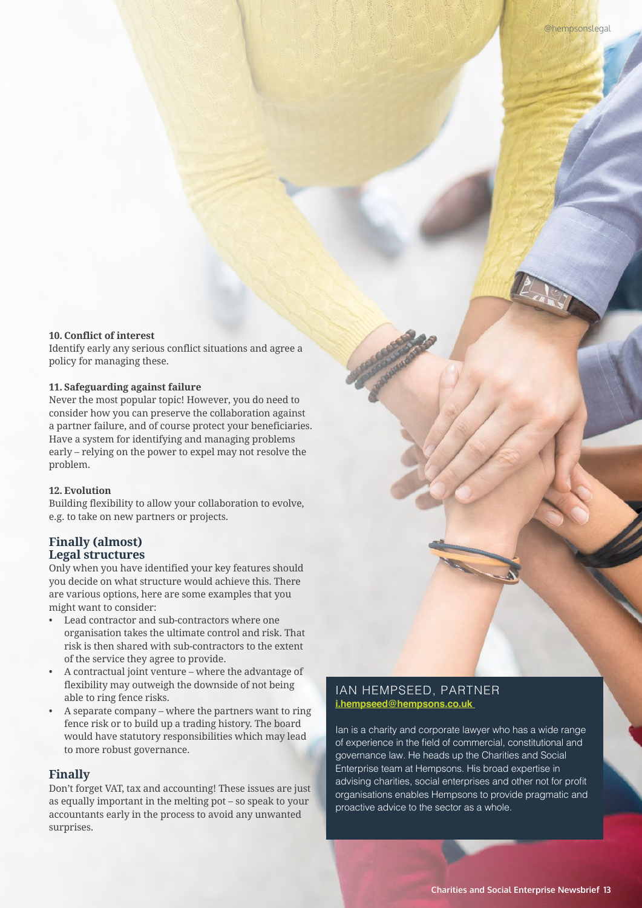**10. Conflict of interest**
Identify early any serious conflict situations and agree a policy for managing these.

**11. Safeguarding against failure**
Never the most popular topic! However, you do need to consider how you can preserve the collaboration against a partner failure, and of course protect your beneficiaries. Have a system for identifying and managing problems early – relying on the power to expel may not resolve the problem.

**12. Evolution**
Building flexibility to allow your collaboration to evolve, e.g. to take on new partners or projects.

## Finally (almost)
## Legal structures

Only when you have identified your key features should you decide on what structure would achieve this. There are various options, here are some examples that you might want to consider:

- Lead contractor and sub-contractors where one organisation takes the ultimate control and risk. That risk is then shared with sub-contractors to the extent of the service they agree to provide.
- A contractual joint venture – where the advantage of flexibility may outweigh the downside of not being able to ring fence risks.
- A separate company – where the partners want to ring fence risk or to build up a trading history. The board would have statutory responsibilities which may lead to more robust governance.

## Finally

Don't forget VAT, tax and accounting! These issues are just as equally important in the melting pot – so speak to your accountants early in the process to avoid any unwanted surprises.

### IAN HEMPSEED, PARTNER
**i.hempseed@hempsons.co.uk**

Ian is a charity and corporate lawyer who has a wide range of experience in the field of commercial, constitutional and governance law. He heads up the Charities and Social Enterprise team at Hempsons. His broad expertise in advising charities, social enterprises and other not for profit organisations enables Hempsons to provide pragmatic and proactive advice to the sector as a whole.